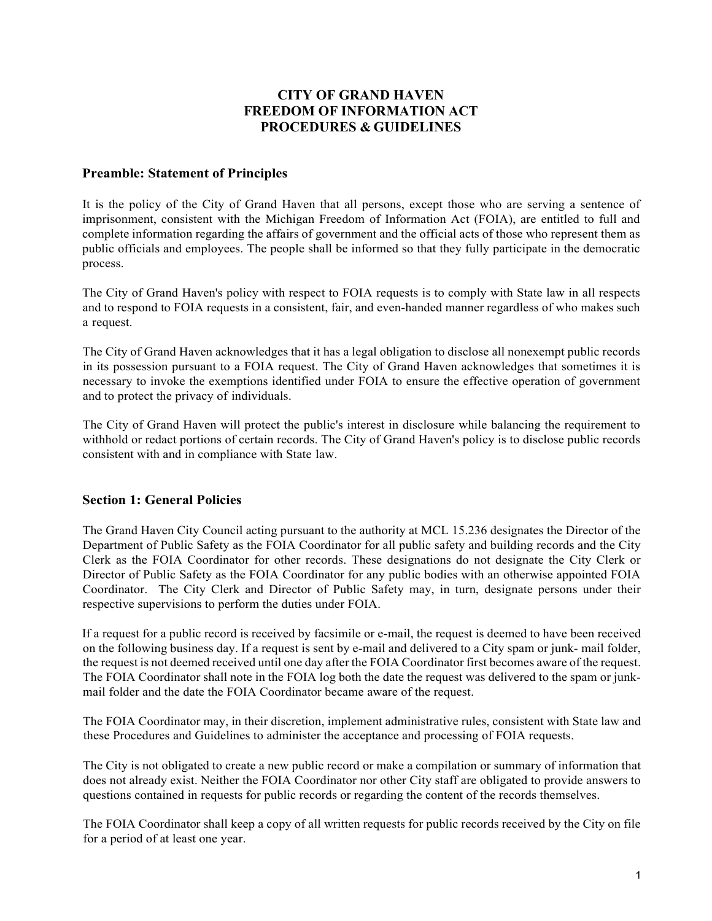# CITY OF GRAND HAVEN
# FREEDOM OF INFORMATION ACT
# PROCEDURES & GUIDELINES

## Preamble: Statement of Principles

It is the policy of the City of Grand Haven that all persons, except those who are serving a sentence of imprisonment, consistent with the Michigan Freedom of Information Act (FOIA), are entitled to full and complete information regarding the affairs of government and the official acts of those who represent them as public officials and employees. The people shall be informed so that they fully participate in the democratic process.

The City of Grand Haven's policy with respect to FOIA requests is to comply with State law in all respects and to respond to FOIA requests in a consistent, fair, and even-handed manner regardless of who makes such a request.

The City of Grand Haven acknowledges that it has a legal obligation to disclose all nonexempt public records in its possession pursuant to a FOIA request. The City of Grand Haven acknowledges that sometimes it is necessary to invoke the exemptions identified under FOIA to ensure the effective operation of government and to protect the privacy of individuals.

The City of Grand Haven will protect the public's interest in disclosure while balancing the requirement to withhold or redact portions of certain records. The City of Grand Haven's policy is to disclose public records consistent with and in compliance with State law.

## Section 1: General Policies

The Grand Haven City Council acting pursuant to the authority at MCL 15.236 designates the Director of the Department of Public Safety as the FOIA Coordinator for all public safety and building records and the City Clerk as the FOIA Coordinator for other records. These designations do not designate the City Clerk or Director of Public Safety as the FOIA Coordinator for any public bodies with an otherwise appointed FOIA Coordinator. The City Clerk and Director of Public Safety may, in turn, designate persons under their respective supervisions to perform the duties under FOIA.

If a request for a public record is received by facsimile or e-mail, the request is deemed to have been received on the following business day. If a request is sent by e-mail and delivered to a City spam or junk- mail folder, the request is not deemed received until one day after the FOIA Coordinator first becomes aware of the request. The FOIA Coordinator shall note in the FOIA log both the date the request was delivered to the spam or junk-mail folder and the date the FOIA Coordinator became aware of the request.

The FOIA Coordinator may, in their discretion, implement administrative rules, consistent with State law and these Procedures and Guidelines to administer the acceptance and processing of FOIA requests.

The City is not obligated to create a new public record or make a compilation or summary of information that does not already exist. Neither the FOIA Coordinator nor other City staff are obligated to provide answers to questions contained in requests for public records or regarding the content of the records themselves.

The FOIA Coordinator shall keep a copy of all written requests for public records received by the City on file for a period of at least one year.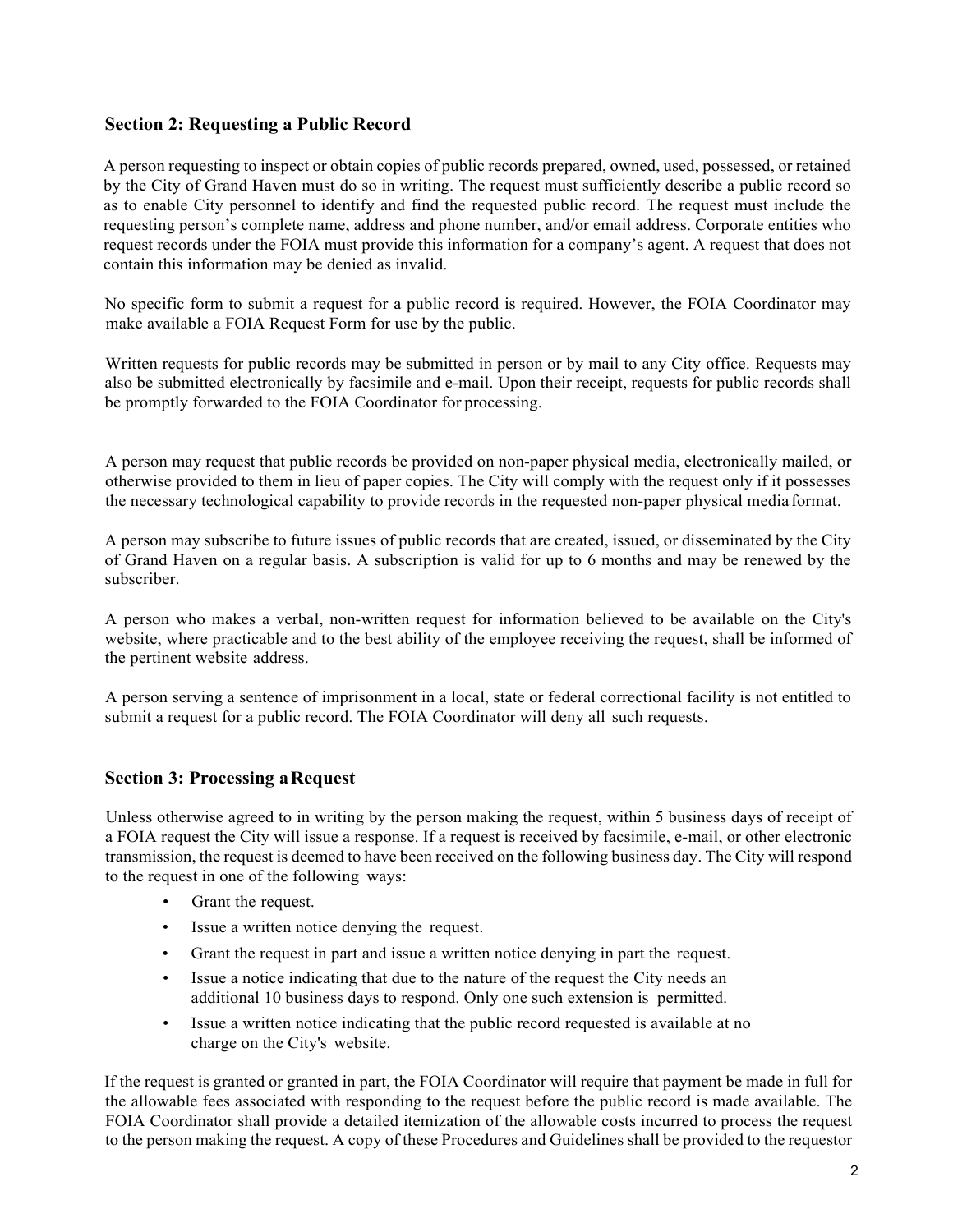## Section 2: Requesting a Public Record

A person requesting to inspect or obtain copies of public records prepared, owned, used, possessed, or retained by the City of Grand Haven must do so in writing. The request must sufficiently describe a public record so as to enable City personnel to identify and find the requested public record. The request must include the requesting person's complete name, address and phone number, and/or email address. Corporate entities who request records under the FOIA must provide this information for a company's agent. A request that does not contain this information may be denied as invalid.

No specific form to submit a request for a public record is required. However, the FOIA Coordinator may make available a FOIA Request Form for use by the public.

Written requests for public records may be submitted in person or by mail to any City office. Requests may also be submitted electronically by facsimile and e-mail. Upon their receipt, requests for public records shall be promptly forwarded to the FOIA Coordinator for processing.

A person may request that public records be provided on non-paper physical media, electronically mailed, or otherwise provided to them in lieu of paper copies. The City will comply with the request only if it possesses the necessary technological capability to provide records in the requested non-paper physical media format.

A person may subscribe to future issues of public records that are created, issued, or disseminated by the City of Grand Haven on a regular basis. A subscription is valid for up to 6 months and may be renewed by the subscriber.

A person who makes a verbal, non-written request for information believed to be available on the City's website, where practicable and to the best ability of the employee receiving the request, shall be informed of the pertinent website address.

A person serving a sentence of imprisonment in a local, state or federal correctional facility is not entitled to submit a request for a public record. The FOIA Coordinator will deny all such requests.

## Section 3: Processing a Request

Unless otherwise agreed to in writing by the person making the request, within 5 business days of receipt of a FOIA request the City will issue a response. If a request is received by facsimile, e-mail, or other electronic transmission, the request is deemed to have been received on the following business day. The City will respond to the request in one of the following ways:

- Grant the request.
- Issue a written notice denying the request.
- Grant the request in part and issue a written notice denying in part the request.
- Issue a notice indicating that due to the nature of the request the City needs an additional 10 business days to respond. Only one such extension is permitted.
- Issue a written notice indicating that the public record requested is available at no charge on the City's website.

If the request is granted or granted in part, the FOIA Coordinator will require that payment be made in full for the allowable fees associated with responding to the request before the public record is made available. The FOIA Coordinator shall provide a detailed itemization of the allowable costs incurred to process the request to the person making the request. A copy of these Procedures and Guidelines shall be provided to the requestor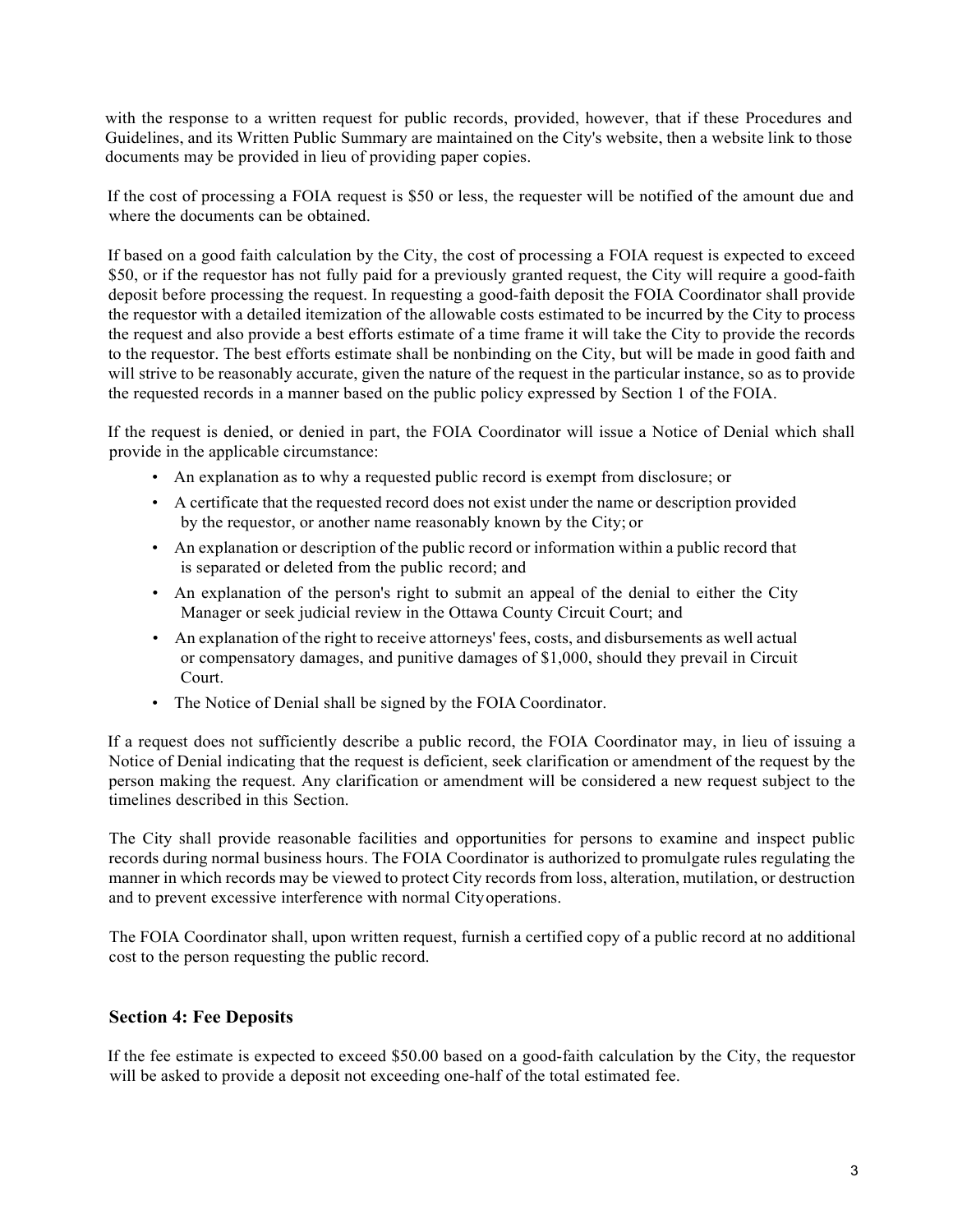with the response to a written request for public records, provided, however, that if these Procedures and Guidelines, and its Written Public Summary are maintained on the City's website, then a website link to those documents may be provided in lieu of providing paper copies.

If the cost of processing a FOIA request is $50 or less, the requester will be notified of the amount due and where the documents can be obtained.

If based on a good faith calculation by the City, the cost of processing a FOIA request is expected to exceed $50, or if the requestor has not fully paid for a previously granted request, the City will require a good-faith deposit before processing the request. In requesting a good-faith deposit the FOIA Coordinator shall provide the requestor with a detailed itemization of the allowable costs estimated to be incurred by the City to process the request and also provide a best efforts estimate of a time frame it will take the City to provide the records to the requestor. The best efforts estimate shall be nonbinding on the City, but will be made in good faith and will strive to be reasonably accurate, given the nature of the request in the particular instance, so as to provide the requested records in a manner based on the public policy expressed by Section 1 of the FOIA.

If the request is denied, or denied in part, the FOIA Coordinator will issue a Notice of Denial which shall provide in the applicable circumstance:

- An explanation as to why a requested public record is exempt from disclosure; or
- A certificate that the requested record does not exist under the name or description provided by the requestor, or another name reasonably known by the City; or
- An explanation or description of the public record or information within a public record that is separated or deleted from the public record; and
- An explanation of the person's right to submit an appeal of the denial to either the City Manager or seek judicial review in the Ottawa County Circuit Court; and
- An explanation of the right to receive attorneys' fees, costs, and disbursements as well actual or compensatory damages, and punitive damages of $1,000, should they prevail in Circuit Court.
- The Notice of Denial shall be signed by the FOIA Coordinator.

If a request does not sufficiently describe a public record, the FOIA Coordinator may, in lieu of issuing a Notice of Denial indicating that the request is deficient, seek clarification or amendment of the request by the person making the request. Any clarification or amendment will be considered a new request subject to the timelines described in this Section.

The City shall provide reasonable facilities and opportunities for persons to examine and inspect public records during normal business hours. The FOIA Coordinator is authorized to promulgate rules regulating the manner in which records may be viewed to protect City records from loss, alteration, mutilation, or destruction and to prevent excessive interference with normal City operations.

The FOIA Coordinator shall, upon written request, furnish a certified copy of a public record at no additional cost to the person requesting the public record.

## Section 4: Fee Deposits

If the fee estimate is expected to exceed $50.00 based on a good-faith calculation by the City, the requestor will be asked to provide a deposit not exceeding one-half of the total estimated fee.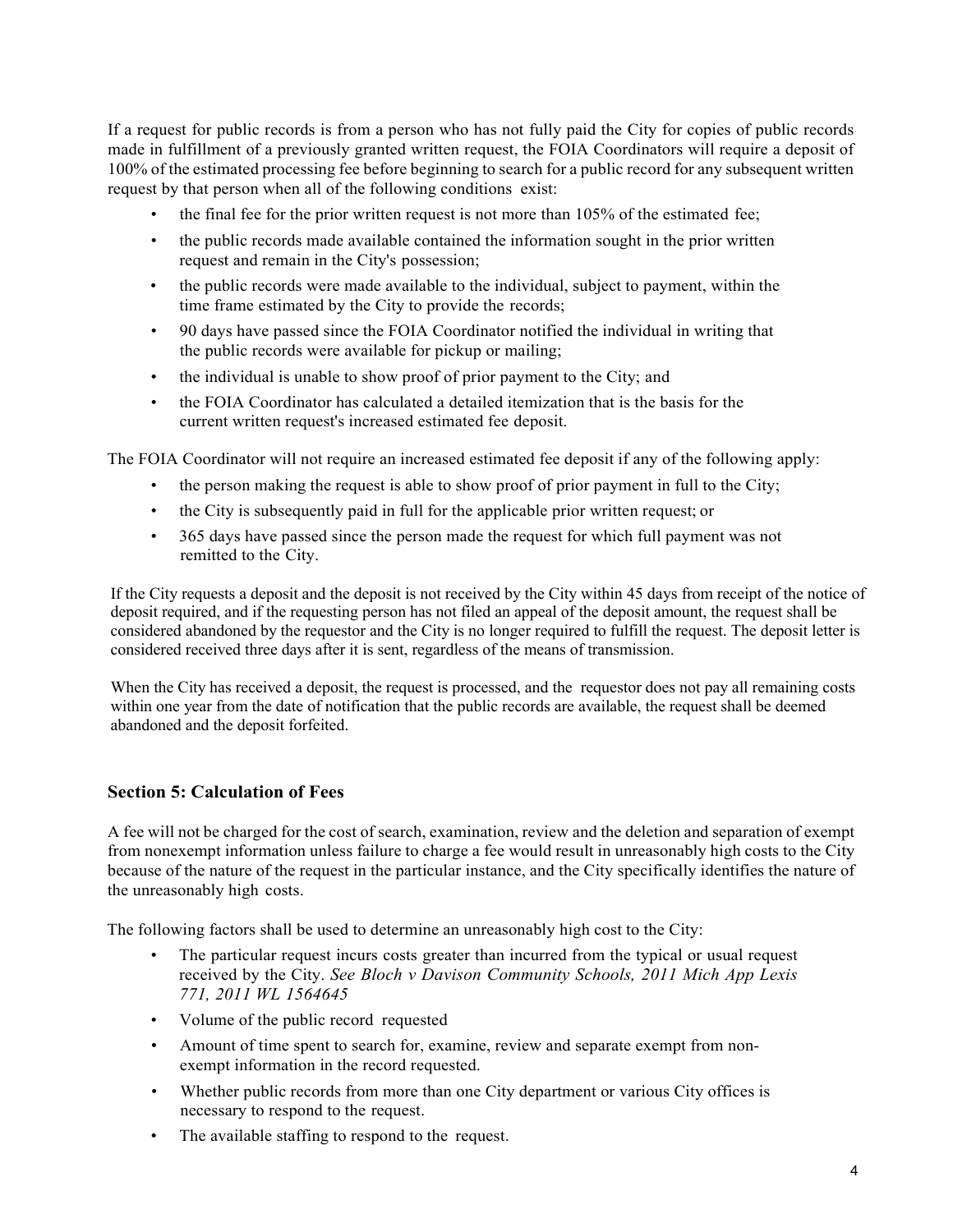If a request for public records is from a person who has not fully paid the City for copies of public records made in fulfillment of a previously granted written request, the FOIA Coordinators will require a deposit of 100% of the estimated processing fee before beginning to search for a public record for any subsequent written request by that person when all of the following conditions exist:

- the final fee for the prior written request is not more than 105% of the estimated fee;
- the public records made available contained the information sought in the prior written request and remain in the City's possession;
- the public records were made available to the individual, subject to payment, within the time frame estimated by the City to provide the records;
- 90 days have passed since the FOIA Coordinator notified the individual in writing that the public records were available for pickup or mailing;
- the individual is unable to show proof of prior payment to the City; and
- the FOIA Coordinator has calculated a detailed itemization that is the basis for the current written request's increased estimated fee deposit.

The FOIA Coordinator will not require an increased estimated fee deposit if any of the following apply:

- the person making the request is able to show proof of prior payment in full to the City;
- the City is subsequently paid in full for the applicable prior written request; or
- 365 days have passed since the person made the request for which full payment was not remitted to the City.

If the City requests a deposit and the deposit is not received by the City within 45 days from receipt of the notice of deposit required, and if the requesting person has not filed an appeal of the deposit amount, the request shall be considered abandoned by the requestor and the City is no longer required to fulfill the request. The deposit letter is considered received three days after it is sent, regardless of the means of transmission.

When the City has received a deposit, the request is processed, and the requestor does not pay all remaining costs within one year from the date of notification that the public records are available, the request shall be deemed abandoned and the deposit forfeited.

## Section 5: Calculation of Fees

A fee will not be charged for the cost of search, examination, review and the deletion and separation of exempt from nonexempt information unless failure to charge a fee would result in unreasonably high costs to the City because of the nature of the request in the particular instance, and the City specifically identifies the nature of the unreasonably high costs.

The following factors shall be used to determine an unreasonably high cost to the City:

- The particular request incurs costs greater than incurred from the typical or usual request received by the City. *See Bloch v Davison Community Schools, 2011 Mich App Lexis 771, 2011 WL 1564645*
- Volume of the public record requested
- Amount of time spent to search for, examine, review and separate exempt from non-exempt information in the record requested.
- Whether public records from more than one City department or various City offices is necessary to respond to the request.
- The available staffing to respond to the request.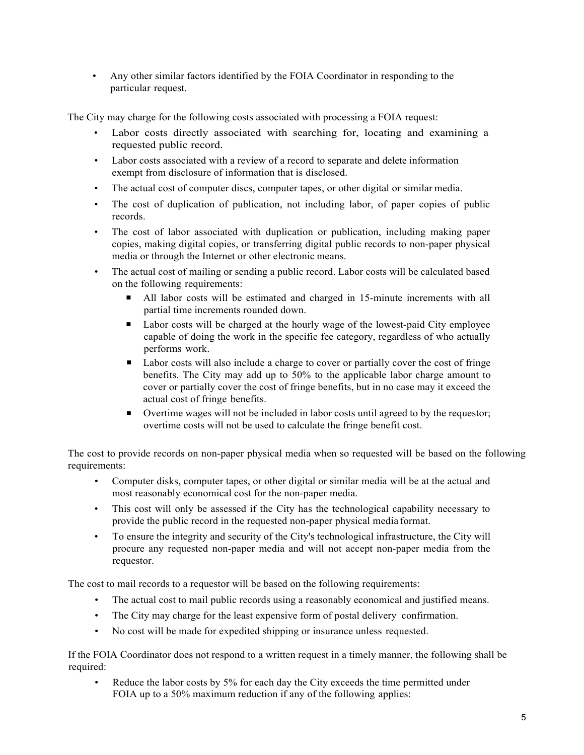- Any other similar factors identified by the FOIA Coordinator in responding to the particular request.

The City may charge for the following costs associated with processing a FOIA request:

- Labor costs directly associated with searching for, locating and examining a requested public record.
- Labor costs associated with a review of a record to separate and delete information exempt from disclosure of information that is disclosed.
- The actual cost of computer discs, computer tapes, or other digital or similar media.
- The cost of duplication of publication, not including labor, of paper copies of public records.
- The cost of labor associated with duplication or publication, including making paper copies, making digital copies, or transferring digital public records to non-paper physical media or through the Internet or other electronic means.
- The actual cost of mailing or sending a public record. Labor costs will be calculated based on the following requirements:
  - All labor costs will be estimated and charged in 15-minute increments with all partial time increments rounded down.
  - Labor costs will be charged at the hourly wage of the lowest-paid City employee capable of doing the work in the specific fee category, regardless of who actually performs work.
  - Labor costs will also include a charge to cover or partially cover the cost of fringe benefits. The City may add up to 50% to the applicable labor charge amount to cover or partially cover the cost of fringe benefits, but in no case may it exceed the actual cost of fringe benefits.
  - Overtime wages will not be included in labor costs until agreed to by the requestor; overtime costs will not be used to calculate the fringe benefit cost.

The cost to provide records on non-paper physical media when so requested will be based on the following requirements:

- Computer disks, computer tapes, or other digital or similar media will be at the actual and most reasonably economical cost for the non-paper media.
- This cost will only be assessed if the City has the technological capability necessary to provide the public record in the requested non-paper physical media format.
- To ensure the integrity and security of the City's technological infrastructure, the City will procure any requested non-paper media and will not accept non-paper media from the requestor.

The cost to mail records to a requestor will be based on the following requirements:

- The actual cost to mail public records using a reasonably economical and justified means.
- The City may charge for the least expensive form of postal delivery confirmation.
- No cost will be made for expedited shipping or insurance unless requested.

If the FOIA Coordinator does not respond to a written request in a timely manner, the following shall be required:

- Reduce the labor costs by 5% for each day the City exceeds the time permitted under FOIA up to a 50% maximum reduction if any of the following applies: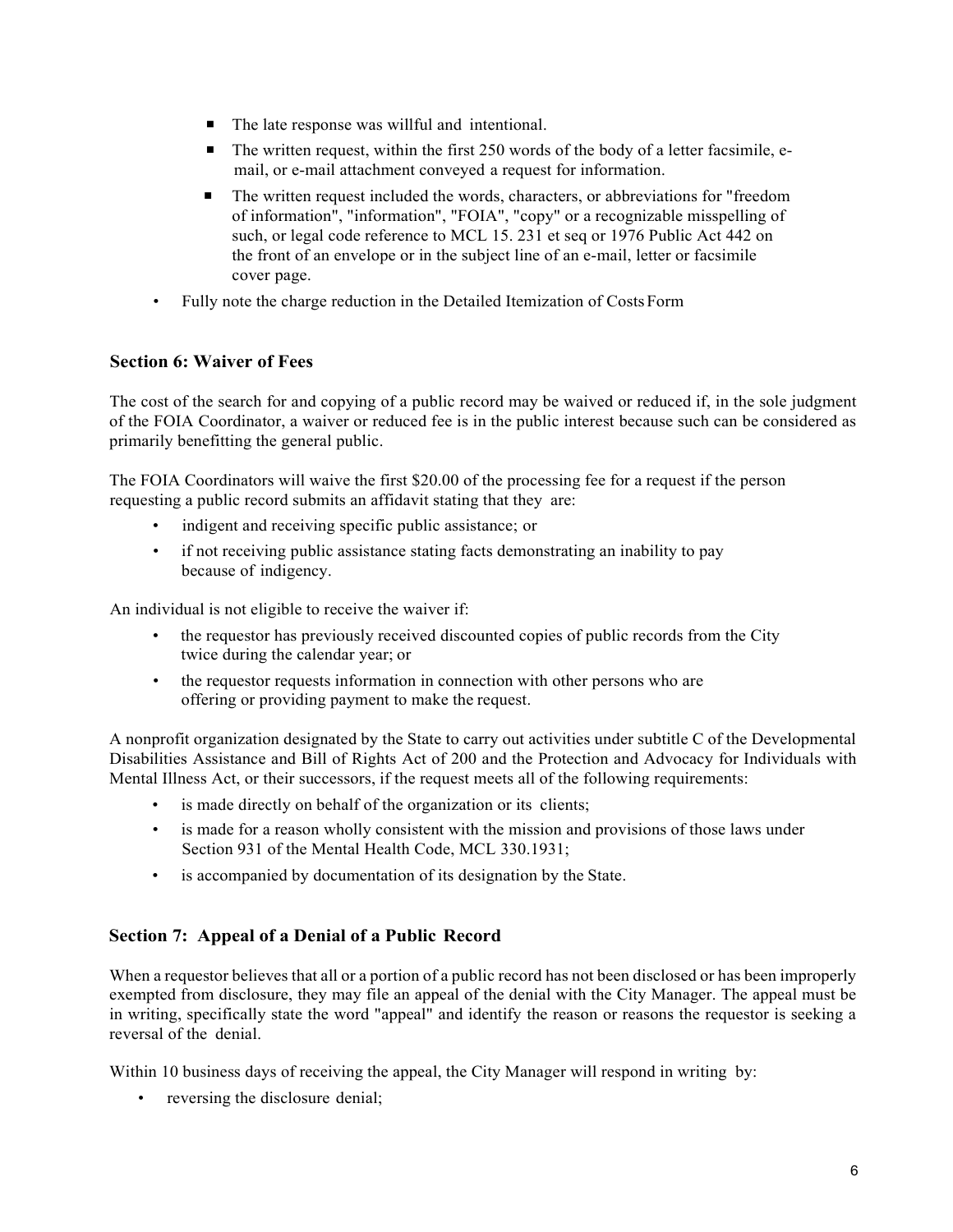- The late response was willful and intentional.
    - The written request, within the first 250 words of the body of a letter facsimile, e-mail, or e-mail attachment conveyed a request for information.
    - The written request included the words, characters, or abbreviations for "freedom of information", "information", "FOIA", "copy" or a recognizable misspelling of such, or legal code reference to MCL 15. 231 et seq or 1976 Public Act 442 on the front of an envelope or in the subject line of an e-mail, letter or facsimile cover page.
- Fully note the charge reduction in the Detailed Itemization of Costs Form

### Section 6: Waiver of Fees

The cost of the search for and copying of a public record may be waived or reduced if, in the sole judgment of the FOIA Coordinator, a waiver or reduced fee is in the public interest because such can be considered as primarily benefitting the general public.

The FOIA Coordinators will waive the first $20.00 of the processing fee for a request if the person requesting a public record submits an affidavit stating that they are:

- indigent and receiving specific public assistance; or
- if not receiving public assistance stating facts demonstrating an inability to pay because of indigency.

An individual is not eligible to receive the waiver if:

- the requestor has previously received discounted copies of public records from the City twice during the calendar year; or
- the requestor requests information in connection with other persons who are offering or providing payment to make the request.

A nonprofit organization designated by the State to carry out activities under subtitle C of the Developmental Disabilities Assistance and Bill of Rights Act of 200 and the Protection and Advocacy for Individuals with Mental Illness Act, or their successors, if the request meets all of the following requirements:

- is made directly on behalf of the organization or its clients;
- is made for a reason wholly consistent with the mission and provisions of those laws under Section 931 of the Mental Health Code, MCL 330.1931;
- is accompanied by documentation of its designation by the State.

### Section 7: Appeal of a Denial of a Public Record

When a requestor believes that all or a portion of a public record has not been disclosed or has been improperly exempted from disclosure, they may file an appeal of the denial with the City Manager. The appeal must be in writing, specifically state the word "appeal" and identify the reason or reasons the requestor is seeking a reversal of the denial.

Within 10 business days of receiving the appeal, the City Manager will respond in writing by:

- reversing the disclosure denial;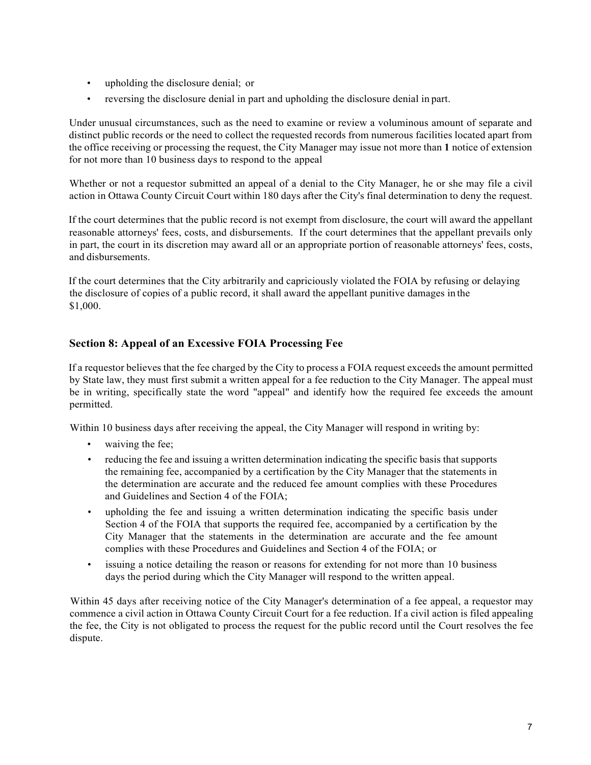- upholding the disclosure denial; or
- reversing the disclosure denial in part and upholding the disclosure denial in part.

Under unusual circumstances, such as the need to examine or review a voluminous amount of separate and distinct public records or the need to collect the requested records from numerous facilities located apart from the office receiving or processing the request, the City Manager may issue not more than **1** notice of extension for not more than 10 business days to respond to the appeal

Whether or not a requestor submitted an appeal of a denial to the City Manager, he or she may file a civil action in Ottawa County Circuit Court within 180 days after the City's final determination to deny the request.

If the court determines that the public record is not exempt from disclosure, the court will award the appellant reasonable attorneys' fees, costs, and disbursements. If the court determines that the appellant prevails only in part, the court in its discretion may award all or an appropriate portion of reasonable attorneys' fees, costs, and disbursements.

If the court determines that the City arbitrarily and capriciously violated the FOIA by refusing or delaying the disclosure of copies of a public record, it shall award the appellant punitive damages in the $1,000.

## Section 8: Appeal of an Excessive FOIA Processing Fee

If a requestor believes that the fee charged by the City to process a FOIA request exceeds the amount permitted by State law, they must first submit a written appeal for a fee reduction to the City Manager. The appeal must be in writing, specifically state the word "appeal" and identify how the required fee exceeds the amount permitted.

Within 10 business days after receiving the appeal, the City Manager will respond in writing by:

- waiving the fee;
- reducing the fee and issuing a written determination indicating the specific basis that supports the remaining fee, accompanied by a certification by the City Manager that the statements in the determination are accurate and the reduced fee amount complies with these Procedures and Guidelines and Section 4 of the FOIA;
- upholding the fee and issuing a written determination indicating the specific basis under Section 4 of the FOIA that supports the required fee, accompanied by a certification by the City Manager that the statements in the determination are accurate and the fee amount complies with these Procedures and Guidelines and Section 4 of the FOIA; or
- issuing a notice detailing the reason or reasons for extending for not more than 10 business days the period during which the City Manager will respond to the written appeal.

Within 45 days after receiving notice of the City Manager's determination of a fee appeal, a requestor may commence a civil action in Ottawa County Circuit Court for a fee reduction. If a civil action is filed appealing the fee, the City is not obligated to process the request for the public record until the Court resolves the fee dispute.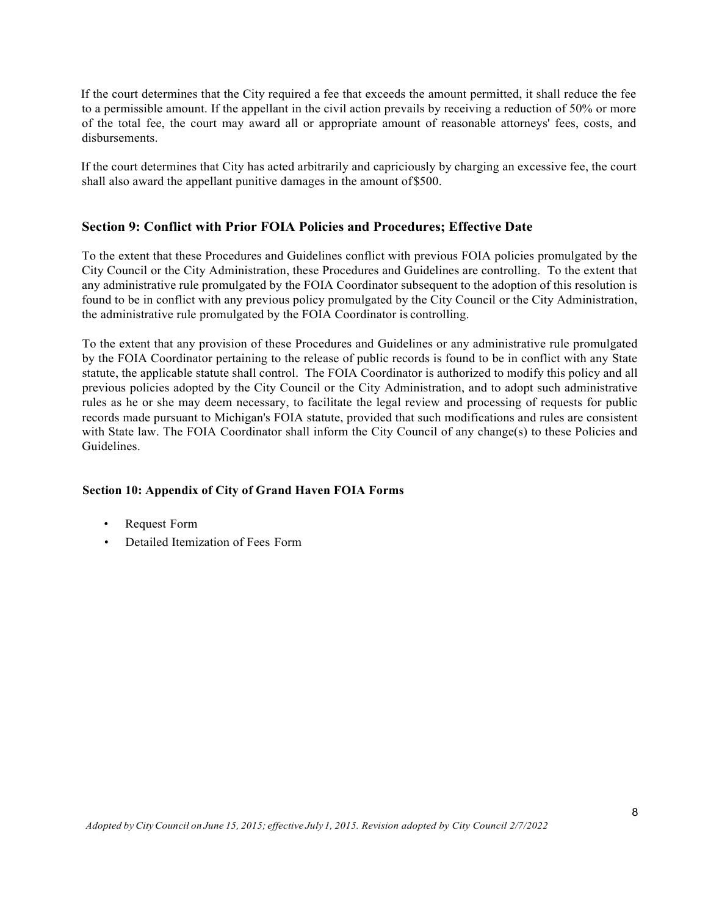If the court determines that the City required a fee that exceeds the amount permitted, it shall reduce the fee to a permissible amount. If the appellant in the civil action prevails by receiving a reduction of 50% or more of the total fee, the court may award all or appropriate amount of reasonable attorneys' fees, costs, and disbursements.

If the court determines that City has acted arbitrarily and capriciously by charging an excessive fee, the court shall also award the appellant punitive damages in the amount of $500.

## Section 9: Conflict with Prior FOIA Policies and Procedures; Effective Date

To the extent that these Procedures and Guidelines conflict with previous FOIA policies promulgated by the City Council or the City Administration, these Procedures and Guidelines are controlling. To the extent that any administrative rule promulgated by the FOIA Coordinator subsequent to the adoption of this resolution is found to be in conflict with any previous policy promulgated by the City Council or the City Administration, the administrative rule promulgated by the FOIA Coordinator is controlling.

To the extent that any provision of these Procedures and Guidelines or any administrative rule promulgated by the FOIA Coordinator pertaining to the release of public records is found to be in conflict with any State statute, the applicable statute shall control. The FOIA Coordinator is authorized to modify this policy and all previous policies adopted by the City Council or the City Administration, and to adopt such administrative rules as he or she may deem necessary, to facilitate the legal review and processing of requests for public records made pursuant to Michigan's FOIA statute, provided that such modifications and rules are consistent with State law. The FOIA Coordinator shall inform the City Council of any change(s) to these Policies and Guidelines.

### Section 10: Appendix of City of Grand Haven FOIA Forms

- Request Form
- Detailed Itemization of Fees Form

*Adopted by City Council on June 15, 2015; effective July 1, 2015. Revision adopted by City Council 2/7/2022*